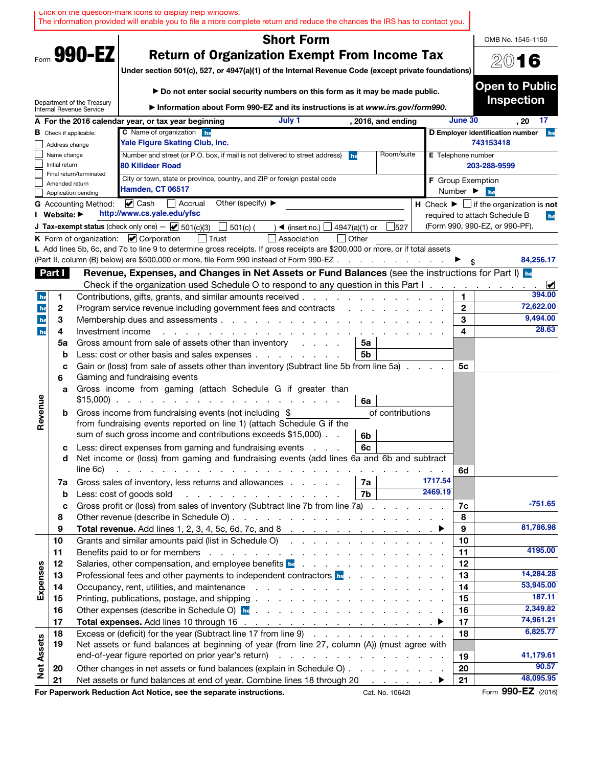Click on the question-mark icons to display help windows.
The information provided will enable you to file a more complete return and reduce the chances the IRS has to contact you.

Form **990-EZ**

Department of the Treasury
Internal Revenue Service

# Short Form
# Return of Organization Exempt From Income Tax

**Under section 501(c), 527, or 4947(a)(1) of the Internal Revenue Code (except private foundations)**

▶ **Do not enter social security numbers on this form as it may be made public.**

▶ **Information about Form 990-EZ and its instructions is at *www.irs.gov/form990*.**

OMB No. 1545-1150

**2016**

**Open to Public Inspection**

**A** For the 2016 calendar year, or tax year beginning July 1, 2016, and ending June 30, 20 17

**B** Check if applicable:
- ☐ Address change
- ☐ Name change
- ☐ Initial return
- ☐ Final return/terminated
- ☐ Amended return
- ☐ Application pending

**C** Name of organization: Yale Figure Skating Club, Inc.

Number and street (or P.O. box, if mail is not delivered to street address): 80 Killdeer Road | Room/suite:

City or town, state or province, country, and ZIP or foreign postal code: Hamden, CT 06517

**D Employer identification number:** 743153418

**E** Telephone number: 203-288-9599

**F** Group Exemption Number ▶

**G** Accounting Method: ☑ Cash ☐ Accrual Other (specify) ▶

**I Website:** ▶ http://www.cs.yale.edu/yfsc

**H** Check ▶ ☐ if the organization is **not** required to attach Schedule B (Form 990, 990-EZ, or 990-PF).

**J Tax-exempt status** (check only one) — ☑ 501(c)(3) ☐ 501(c) ( ) ◀ (insert no.) ☐ 4947(a)(1) or ☐ 527

**K** Form of organization: ☑ Corporation ☐ Trust ☐ Association ☐ Other

**L** Add lines 5b, 6c, and 7b to line 9 to determine gross receipts. If gross receipts are $200,000 or more, or if total assets (Part II, column (B) below) are $500,000 or more, file Form 990 instead of Form 990-EZ ▶ $ 84,256.17

## Part I Revenue, Expenses, and Changes in Net Assets or Fund Balances (see the instructions for Part I)

Check if the organization used Schedule O to respond to any question in this Part I ☑

| Section | Line | Description | Sub-line | Sub-amount | Line | Amount |
|---|---|---|---|---|---|---|
| Revenue | 1 | Contributions, gifts, grants, and similar amounts received | | | 1 | 394.00 |
| | 2 | Program service revenue including government fees and contracts | | | 2 | 72,622.00 |
| | 3 | Membership dues and assessments | | | 3 | 9,494.00 |
| | 4 | Investment income | | | 4 | 28.63 |
| | 5a | Gross amount from sale of assets other than inventory | 5a | | | |
| | b | Less: cost or other basis and sales expenses | 5b | | | |
| | c | Gain or (loss) from sale of assets other than inventory (Subtract line 5b from line 5a) | | | 5c | |
| | 6 | Gaming and fundraising events | | | | |
| | a | Gross income from gaming (attach Schedule G if greater than $15,000) | 6a | | | |
| | b | Gross income from fundraising events (not including $ ______ of contributions from fundraising events reported on line 1) (attach Schedule G if the sum of such gross income and contributions exceeds $15,000) | 6b | | | |
| | c | Less: direct expenses from gaming and fundraising events | 6c | | | |
| | d | Net income or (loss) from gaming and fundraising events (add lines 6a and 6b and subtract line 6c) | | | 6d | |
| | 7a | Gross sales of inventory, less returns and allowances | 7a | 1717.54 | | |
| | b | Less: cost of goods sold | 7b | 2469.19 | | |
| | c | Gross profit or (loss) from sales of inventory (Subtract line 7b from line 7a) | | | 7c | -751.65 |
| | 8 | Other revenue (describe in Schedule O) | | | 8 | |
| | 9 | **Total revenue.** Add lines 1, 2, 3, 4, 5c, 6d, 7c, and 8 ▶ | | | 9 | 81,786.98 |
| Expenses | 10 | Grants and similar amounts paid (list in Schedule O) | | | 10 | |
| | 11 | Benefits paid to or for members | | | 11 | 4195.00 |
| | 12 | Salaries, other compensation, and employee benefits | | | 12 | |
| | 13 | Professional fees and other payments to independent contractors | | | 13 | 14,284.28 |
| | 14 | Occupancy, rent, utilities, and maintenance | | | 14 | 53,945.00 |
| | 15 | Printing, publications, postage, and shipping | | | 15 | 187.11 |
| | 16 | Other expenses (describe in Schedule O) | | | 16 | 2,349.82 |
| | 17 | **Total expenses.** Add lines 10 through 16 ▶ | | | 17 | 74,961.21 |
| Net Assets | 18 | Excess or (deficit) for the year (Subtract line 17 from line 9) | | | 18 | 6,825.77 |
| | 19 | Net assets or fund balances at beginning of year (from line 27, column (A)) (must agree with end-of-year figure reported on prior year's return) | | | 19 | 41,179.61 |
| | 20 | Other changes in net assets or fund balances (explain in Schedule O) | | | 20 | 90.57 |
| | 21 | Net assets or fund balances at end of year. Combine lines 18 through 20 ▶ | | | 21 | 48,095.95 |

**For Paperwork Reduction Act Notice, see the separate instructions.** Cat. No. 10642I Form **990-EZ** (2016)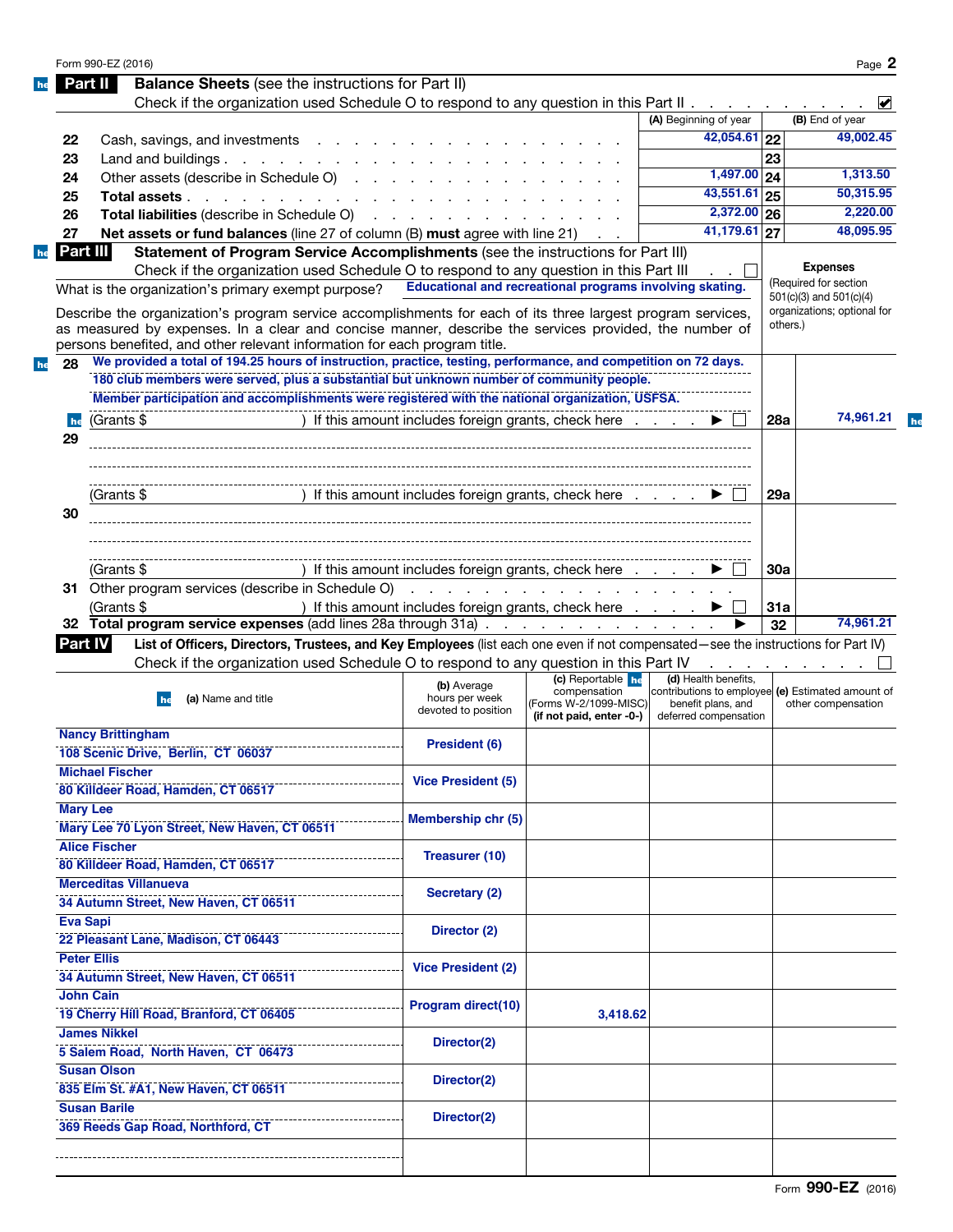## Part II Balance Sheets (see the instructions for Part II)

Check if the organization used Schedule O to respond to any question in this Part II . . . . . . . . . . ☑

| | | (A) Beginning of year | | (B) End of year |
|---|---|---|---|---|
| 22 | Cash, savings, and investments | 42,054.61 | 22 | 49,002.45 |
| 23 | Land and buildings | | 23 | |
| 24 | Other assets (describe in Schedule O) | 1,497.00 | 24 | 1,313.50 |
| 25 | **Total assets** | 43,551.61 | 25 | 50,315.95 |
| 26 | **Total liabilities** (describe in Schedule O) | 2,372.00 | 26 | 2,220.00 |
| 27 | **Net assets or fund balances** (line 27 of column (B) **must** agree with line 21) | 41,179.61 | 27 | 48,095.95 |

## Part III Statement of Program Service Accomplishments (see the instructions for Part III)

Check if the organization used Schedule O to respond to any question in this Part III . . ☐

**Expenses** (Required for section 501(c)(3) and 501(c)(4) organizations; optional for others.)

What is the organization's primary exempt purpose? Educational and recreational programs involving skating.

Describe the organization's program service accomplishments for each of its three largest program services, as measured by expenses. In a clear and concise manner, describe the services provided, the number of persons benefited, and other relevant information for each program title.

**28** We provided a total of 194.25 hours of instruction, practice, testing, performance, and competition on 72 days. 180 club members were served, plus a substantial but unknown number of community people. Member participation and accomplishments were registered with the national organization, USFSA.

(Grants $ ) If this amount includes foreign grants, check here . . . . ▶ ☐ | **28a** | 74,961.21

**29**

(Grants $ ) If this amount includes foreign grants, check here . . . . ▶ ☐ | **29a** |

**30**

(Grants $ ) If this amount includes foreign grants, check here . . . . ▶ ☐ | **30a** |

**31** Other program services (describe in Schedule O)

(Grants $ ) If this amount includes foreign grants, check here . . . . ▶ ☐ | **31a** |

**32** **Total program service expenses** (add lines 28a through 31a) . . . ▶ | **32** | 74,961.21

## Part IV List of Officers, Directors, Trustees, and Key Employees (list each one even if not compensated—see the instructions for Part IV)

Check if the organization used Schedule O to respond to any question in this Part IV . . . . . . . . ☐

| (a) Name and title | (b) Average hours per week devoted to position | (c) Reportable compensation (Forms W-2/1099-MISC) (if not paid, enter -0-) | (d) Health benefits, contributions to employee benefit plans, and deferred compensation | (e) Estimated amount of other compensation |
|---|---|---|---|---|
| Nancy Brittingham<br>108 Scenic Drive, Berlin, CT 06037 | President (6) | | | |
| Michael Fischer<br>80 Killdeer Road, Hamden, CT 06517 | Vice President (5) | | | |
| Mary Lee<br>Mary Lee 70 Lyon Street, New Haven, CT 06511 | Membership chr (5) | | | |
| Alice Fischer<br>80 Killdeer Road, Hamden, CT 06517 | Treasurer (10) | | | |
| Merceditas Villanueva<br>34 Autumn Street, New Haven, CT 06511 | Secretary (2) | | | |
| Eva Sapi<br>22 Pleasant Lane, Madison, CT 06443 | Director (2) | | | |
| Peter Ellis<br>34 Autumn Street, New Haven, CT 06511 | Vice President (2) | | | |
| John Cain<br>19 Cherry Hill Road, Branford, CT 06405 | Program direct(10) | 3,418.62 | | |
| James Nikkel<br>5 Salem Road, North Haven, CT 06473 | Director(2) | | | |
| Susan Olson<br>835 Elm St. #A1, New Haven, CT 06511 | Director(2) | | | |
| Susan Barile<br>369 Reeds Gap Road, Northford, CT | Director(2) | | | |
| | | | | |

Form **990-EZ** (2016)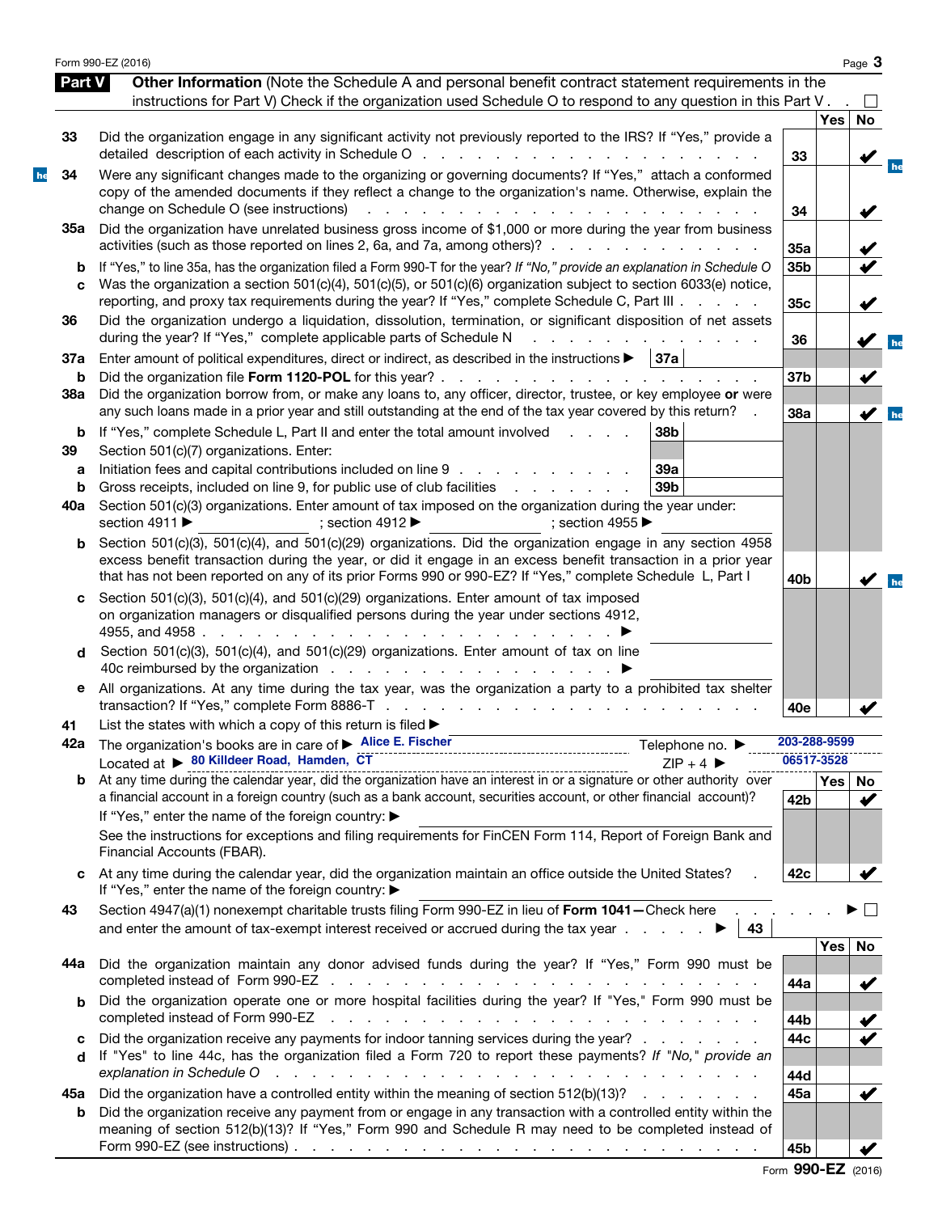## Part V Other Information

(Note the Schedule A and personal benefit contract statement requirements in the instructions for Part V) Check if the organization used Schedule O to respond to any question in this Part V . . ☐

| | | | Yes | No |
|---|---|---|---|---|
| 33 | Did the organization engage in any significant activity not previously reported to the IRS? If "Yes," provide a detailed description of each activity in Schedule O | 33 | | ✔ |
| 34 | Were any significant changes made to the organizing or governing documents? If "Yes," attach a conformed copy of the amended documents if they reflect a change to the organization's name. Otherwise, explain the change on Schedule O (see instructions) | 34 | | ✔ |
| 35a | Did the organization have unrelated business gross income of $1,000 or more during the year from business activities (such as those reported on lines 2, 6a, and 7a, among others)? | 35a | | ✔ |
| b | If "Yes," to line 35a, has the organization filed a Form 990-T for the year? *If "No," provide an explanation in Schedule O* | 35b | | ✔ |
| c | Was the organization a section 501(c)(4), 501(c)(5), or 501(c)(6) organization subject to section 6033(e) notice, reporting, and proxy tax requirements during the year? If "Yes," complete Schedule C, Part III | 35c | | ✔ |
| 36 | Did the organization undergo a liquidation, dissolution, termination, or significant disposition of net assets during the year? If "Yes," complete applicable parts of Schedule N | 36 | | ✔ |
| 37a | Enter amount of political expenditures, direct or indirect, as described in the instructions ▶ 37a | | | |
| b | Did the organization file **Form 1120-POL** for this year? | 37b | | ✔ |
| 38a | Did the organization borrow from, or make any loans to, any officer, director, trustee, or key employee **or** were any such loans made in a prior year and still outstanding at the end of the tax year covered by this return? | 38a | | ✔ |
| b | If "Yes," complete Schedule L, Part II and enter the total amount involved ... 38b | | | |
| 39 | Section 501(c)(7) organizations. Enter: | | | |
| a | Initiation fees and capital contributions included on line 9 ... 39a | | | |
| b | Gross receipts, included on line 9, for public use of club facilities ... 39b | | | |
| 40a | Section 501(c)(3) organizations. Enter amount of tax imposed on the organization during the year under: section 4911 ▶ ; section 4912 ▶ ; section 4955 ▶ | | | |
| b | Section 501(c)(3), 501(c)(4), and 501(c)(29) organizations. Did the organization engage in any section 4958 excess benefit transaction during the year, or did it engage in an excess benefit transaction in a prior year that has not been reported on any of its prior Forms 990 or 990-EZ? If "Yes," complete Schedule L, Part I | 40b | | ✔ |
| c | Section 501(c)(3), 501(c)(4), and 501(c)(29) organizations. Enter amount of tax imposed on organization managers or disqualified persons during the year under sections 4912, 4955, and 4958 ▶ | | | |
| d | Section 501(c)(3), 501(c)(4), and 501(c)(29) organizations. Enter amount of tax on line 40c reimbursed by the organization ▶ | | | |
| e | All organizations. At any time during the tax year, was the organization a party to a prohibited tax shelter transaction? If "Yes," complete Form 8886-T | 40e | | ✔ |

41 List the states with which a copy of this return is filed ▶

42a The organization's books are in care of ▶ Alice E. Fischer Telephone no. ▶ 203-288-9599

Located at ▶ 80 Killdeer Road, Hamden, CT ZIP + 4 ▶ 06517-3528

| | | | Yes | No |
|---|---|---|---|---|
| b | At any time during the calendar year, did the organization have an interest in or a signature or other authority over a financial account in a foreign country (such as a bank account, securities account, or other financial account)? If "Yes," enter the name of the foreign country: ▶ See the instructions for exceptions and filing requirements for FinCEN Form 114, Report of Foreign Bank and Financial Accounts (FBAR). | 42b | | ✔ |
| c | At any time during the calendar year, did the organization maintain an office outside the United States? If "Yes," enter the name of the foreign country: ▶ | 42c | | ✔ |

43 Section 4947(a)(1) nonexempt charitable trusts filing Form 990-EZ in lieu of **Form 1041—** Check here ▶ ☐ and enter the amount of tax-exempt interest received or accrued during the tax year ▶ 43

| | | | Yes | No |
|---|---|---|---|---|
| 44a | Did the organization maintain any donor advised funds during the year? If "Yes," Form 990 must be completed instead of Form 990-EZ | 44a | | ✔ |
| b | Did the organization operate one or more hospital facilities during the year? If "Yes," Form 990 must be completed instead of Form 990-EZ | 44b | | ✔ |
| c | Did the organization receive any payments for indoor tanning services during the year? | 44c | | ✔ |
| d | If "Yes" to line 44c, has the organization filed a Form 720 to report these payments? *If "No," provide an explanation in Schedule O* | 44d | | |
| 45a | Did the organization have a controlled entity within the meaning of section 512(b)(13)? | 45a | | ✔ |
| b | Did the organization receive any payment from or engage in any transaction with a controlled entity within the meaning of section 512(b)(13)? If "Yes," Form 990 and Schedule R may need to be completed instead of Form 990-EZ (see instructions) | 45b | | ✔ |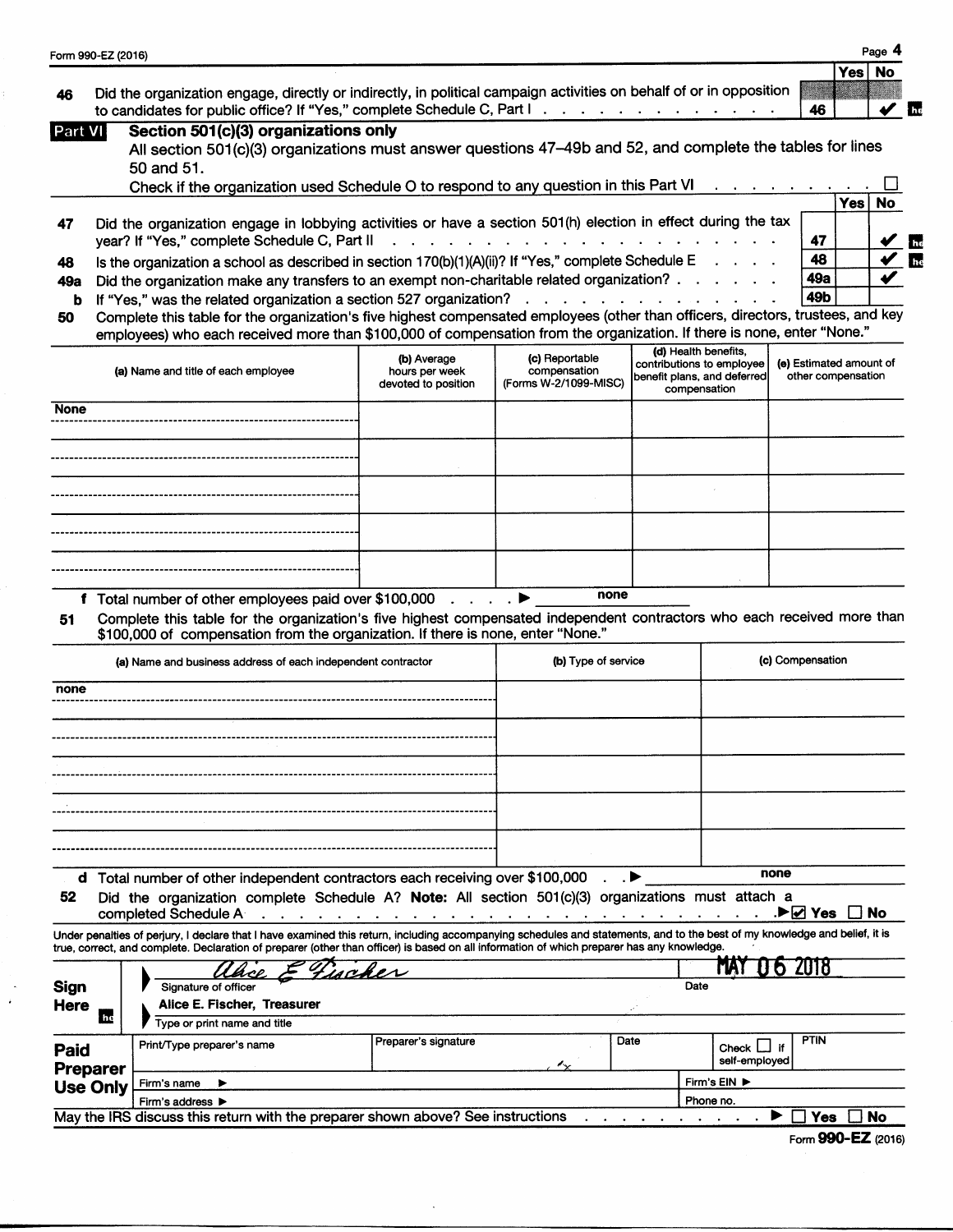Form 990-EZ (2016)

| | | | Yes | No |
|---|---|---|---|---|
| 46 | Did the organization engage, directly or indirectly, in political campaign activities on behalf of or in opposition to candidates for public office? If "Yes," complete Schedule C, Part I | 46 | | ✔ |

## Part VI Section 501(c)(3) organizations only

All section 501(c)(3) organizations must answer questions 47–49b and 52, and complete the tables for lines 50 and 51.

Check if the organization used Schedule O to respond to any question in this Part VI ☐

| | | | Yes | No |
|---|---|---|---|---|
| 47 | Did the organization engage in lobbying activities or have a section 501(h) election in effect during the tax year? If "Yes," complete Schedule C, Part II | 47 | | ✔ |
| 48 | Is the organization a school as described in section 170(b)(1)(A)(ii)? If "Yes," complete Schedule E | 48 | | ✔ |
| 49a | Did the organization make any transfers to an exempt non-charitable related organization? | 49a | | ✔ |
| b | If "Yes," was the related organization a section 527 organization? | 49b | | |

**50** Complete this table for the organization's five highest compensated employees (other than officers, directors, trustees, and key employees) who each received more than $100,000 of compensation from the organization. If there is none, enter "None."

| (a) Name and title of each employee | (b) Average hours per week devoted to position | (c) Reportable compensation (Forms W-2/1099-MISC) | (d) Health benefits, contributions to employee benefit plans, and deferred compensation | (e) Estimated amount of other compensation |
|---|---|---|---|---|
| None | | | | |
| | | | | |
| | | | | |
| | | | | |
| | | | | |

**f** Total number of other employees paid over $100,000 ▶ none

**51** Complete this table for the organization's five highest compensated independent contractors who each received more than $100,000 of compensation from the organization. If there is none, enter "None."

| (a) Name and business address of each independent contractor | (b) Type of service | (c) Compensation |
|---|---|---|
| none | | |
| | | |
| | | |
| | | |
| | | |

**d** Total number of other independent contractors each receiving over $100,000 ▶ none

**52** Did the organization complete Schedule A? **Note:** All section 501(c)(3) organizations must attach a completed Schedule A ▶ ☑ Yes ☐ No

Under penalties of perjury, I declare that I have examined this return, including accompanying schedules and statements, and to the best of my knowledge and belief, it is true, correct, and complete. Declaration of preparer (other than officer) is based on all information of which preparer has any knowledge.

**Sign Here**

Signature of officer: Alice E Fischer — Date: MAY 06 2018

Alice E. Fischer, Treasurer
Type or print name and title

**Paid Preparer Use Only**

| Print/Type preparer's name | Preparer's signature | Date | Check ☐ if self-employed | PTIN |
|---|---|---|---|---|
| | | | | |
| Firm's name ▶ | | | Firm's EIN ▶ | |
| Firm's address ▶ | | | Phone no. | |

May the IRS discuss this return with the preparer shown above? See instructions ▶ ☐ Yes ☐ No

Form **990-EZ** (2016)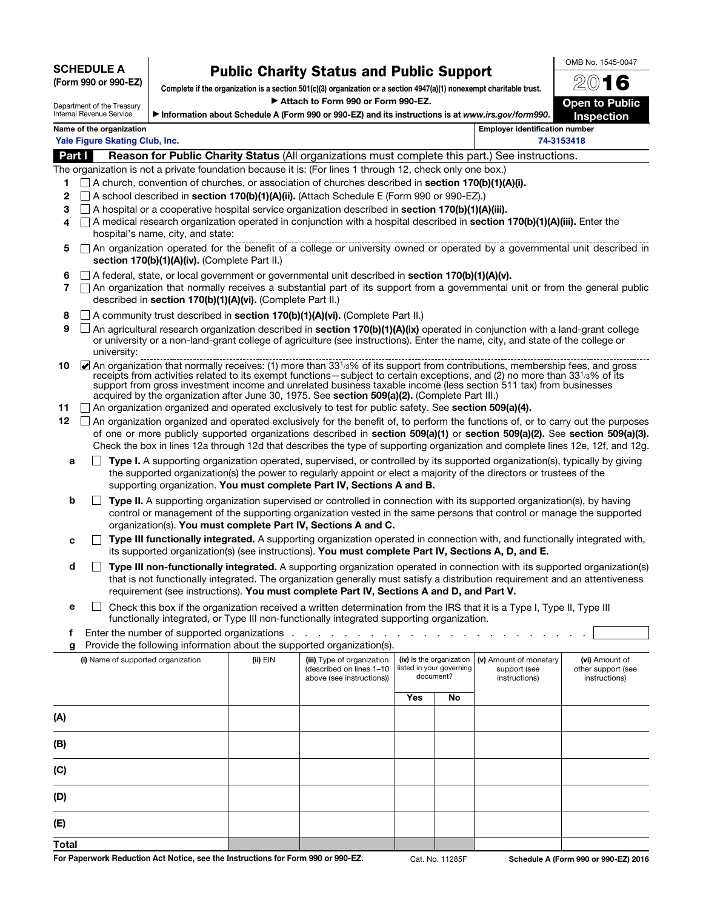**SCHEDULE A**
**(Form 990 or 990-EZ)**

Department of the Treasury
Internal Revenue Service

# Public Charity Status and Public Support

**Complete if the organization is a section 501(c)(3) organization or a section 4947(a)(1) nonexempt charitable trust.**
**▶ Attach to Form 990 or Form 990-EZ.**
**▶ Information about Schedule A (Form 990 or 990-EZ) and its instructions is at *www.irs.gov/form990*.**

OMB No. 1545-0047
**2016**
**Open to Public Inspection**

| Name of the organization | Employer identification number |
|---|---|
| Yale Figure Skating Club, Inc. | 74-3153418 |

## Part I Reason for Public Charity Status (All organizations must complete this part.) See instructions.

The organization is not a private foundation because it is: (For lines 1 through 12, check only one box.)

1. ☐ A church, convention of churches, or association of churches described in **section 170(b)(1)(A)(i).**
2. ☐ A school described in **section 170(b)(1)(A)(ii).** (Attach Schedule E (Form 990 or 990-EZ).)
3. ☐ A hospital or a cooperative hospital service organization described in **section 170(b)(1)(A)(iii).**
4. ☐ A medical research organization operated in conjunction with a hospital described in **section 170(b)(1)(A)(iii).** Enter the hospital's name, city, and state:
5. ☐ An organization operated for the benefit of a college or university owned or operated by a governmental unit described in **section 170(b)(1)(A)(iv).** (Complete Part II.)
6. ☐ A federal, state, or local government or governmental unit described in **section 170(b)(1)(A)(v).**
7. ☐ An organization that normally receives a substantial part of its support from a governmental unit or from the general public described in **section 170(b)(1)(A)(vi).** (Complete Part II.)
8. ☐ A community trust described in **section 170(b)(1)(A)(vi).** (Complete Part II.)
9. ☐ An agricultural research organization described in **section 170(b)(1)(A)(ix)** operated in conjunction with a land-grant college or university or a non-land-grant college of agriculture (see instructions). Enter the name, city, and state of the college or university:
10. ☑ An organization that normally receives: (1) more than 33 1/3% of its support from contributions, membership fees, and gross receipts from activities related to its exempt functions—subject to certain exceptions, and (2) no more than 33 1/3% of its support from gross investment income and unrelated business taxable income (less section 511 tax) from businesses acquired by the organization after June 30, 1975. See **section 509(a)(2).** (Complete Part III.)
11. ☐ An organization organized and operated exclusively to test for public safety. See **section 509(a)(4).**
12. ☐ An organization organized and operated exclusively for the benefit of, to perform the functions of, or to carry out the purposes of one or more publicly supported organizations described in **section 509(a)(1)** or **section 509(a)(2).** See **section 509(a)(3).** Check the box in lines 12a through 12d that describes the type of supporting organization and complete lines 12e, 12f, and 12g.

   a. ☐ **Type I.** A supporting organization operated, supervised, or controlled by its supported organization(s), typically by giving the supported organization(s) the power to regularly appoint or elect a majority of the directors or trustees of the supporting organization. **You must complete Part IV, Sections A and B.**

   b. ☐ **Type II.** A supporting organization supervised or controlled in connection with its supported organization(s), by having control or management of the supporting organization vested in the same persons that control or manage the supported organization(s). **You must complete Part IV, Sections A and C.**

   c. ☐ **Type III functionally integrated.** A supporting organization operated in connection with, and functionally integrated with, its supported organization(s) (see instructions). **You must complete Part IV, Sections A, D, and E.**

   d. ☐ **Type III non-functionally integrated.** A supporting organization operated in connection with its supported organization(s) that is not functionally integrated. The organization generally must satisfy a distribution requirement and an attentiveness requirement (see instructions). **You must complete Part IV, Sections A and D, and Part V.**

   e. ☐ Check this box if the organization received a written determination from the IRS that it is a Type I, Type II, Type III functionally integrated, or Type III non-functionally integrated supporting organization.

   f. Enter the number of supported organizations . . . . .

   g. Provide the following information about the supported organization(s).

| (i) Name of supported organization | (ii) EIN | (iii) Type of organization (described on lines 1–10 above (see instructions)) | (iv) Is the organization listed in your governing document? Yes | No | (v) Amount of monetary support (see instructions) | (vi) Amount of other support (see instructions) |
|---|---|---|---|---|---|---|
| (A) | | | | | | |
| (B) | | | | | | |
| (C) | | | | | | |
| (D) | | | | | | |
| (E) | | | | | | |
| **Total** | | | | | | |

**For Paperwork Reduction Act Notice, see the Instructions for Form 990 or 990-EZ.** Cat. No. 11285F **Schedule A (Form 990 or 990-EZ) 2016**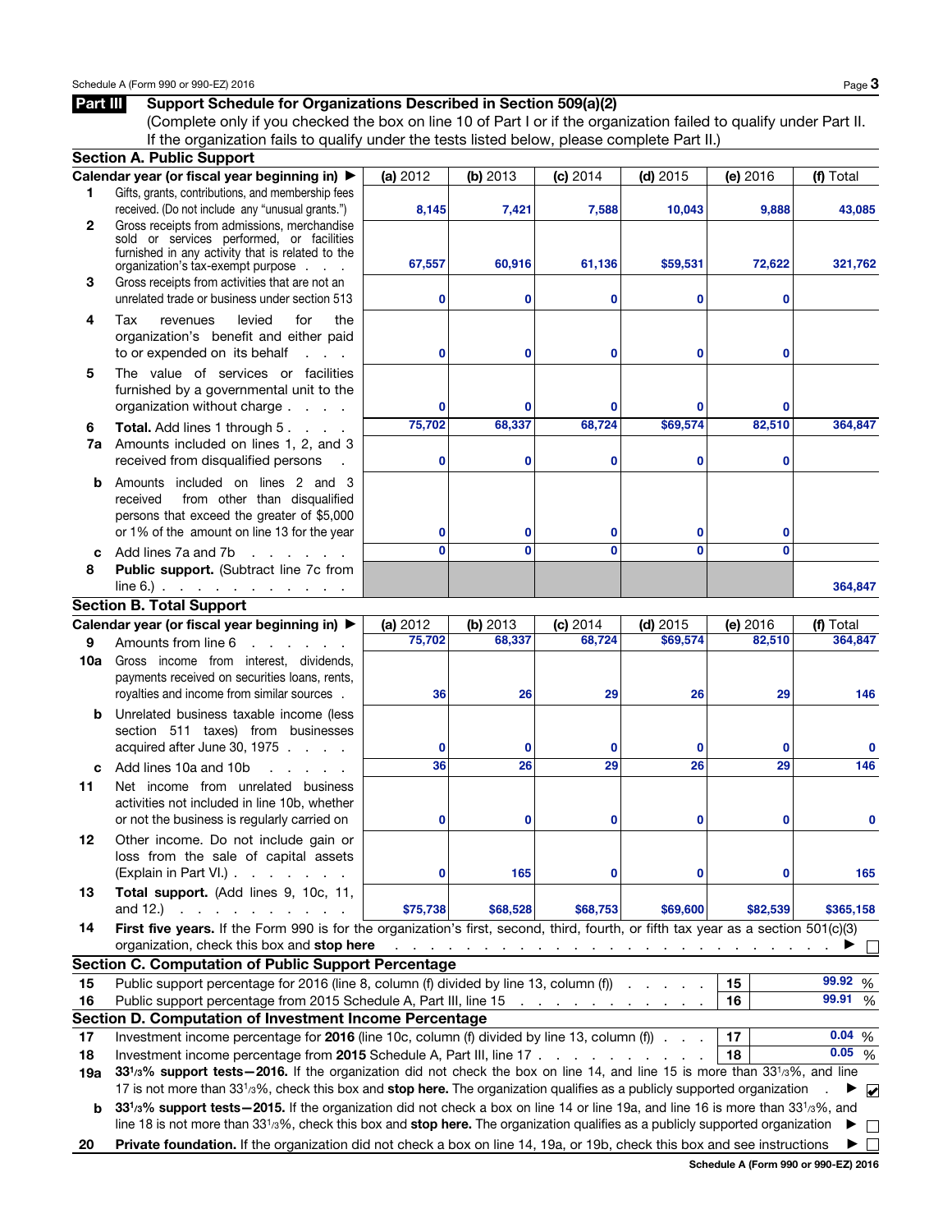Schedule A (Form 990 or 990-EZ) 2016

## Part III Support Schedule for Organizations Described in Section 509(a)(2)

(Complete only if you checked the box on line 10 of Part I or if the organization failed to qualify under Part II. If the organization fails to qualify under the tests listed below, please complete Part II.)

### Section A. Public Support

| | Calendar year (or fiscal year beginning in) ▶ | (a) 2012 | (b) 2013 | (c) 2014 | (d) 2015 | (e) 2016 | (f) Total |
|---|---|---|---|---|---|---|---|
| 1 | Gifts, grants, contributions, and membership fees received. (Do not include any "unusual grants.") | 8,145 | 7,421 | 7,588 | 10,043 | 9,888 | 43,085 |
| 2 | Gross receipts from admissions, merchandise sold or services performed, or facilities furnished in any activity that is related to the organization's tax-exempt purpose | 67,557 | 60,916 | 61,136 | $59,531 | 72,622 | 321,762 |
| 3 | Gross receipts from activities that are not an unrelated trade or business under section 513 | 0 | 0 | 0 | 0 | 0 | |
| 4 | Tax revenues levied for the organization's benefit and either paid to or expended on its behalf | 0 | 0 | 0 | 0 | 0 | |
| 5 | The value of services or facilities furnished by a governmental unit to the organization without charge | 0 | 0 | 0 | 0 | 0 | |
| 6 | **Total.** Add lines 1 through 5 | 75,702 | 68,337 | 68,724 | $69,574 | 82,510 | 364,847 |
| 7a | Amounts included on lines 1, 2, and 3 received from disqualified persons | 0 | 0 | 0 | 0 | 0 | |
| b | Amounts included on lines 2 and 3 received from other than disqualified persons that exceed the greater of $5,000 or 1% of the amount on line 13 for the year | 0 | 0 | 0 | 0 | 0 | |
| c | Add lines 7a and 7b | 0 | 0 | 0 | 0 | 0 | |
| 8 | **Public support.** (Subtract line 7c from line 6.) | | | | | | 364,847 |

### Section B. Total Support

| | Calendar year (or fiscal year beginning in) ▶ | (a) 2012 | (b) 2013 | (c) 2014 | (d) 2015 | (e) 2016 | (f) Total |
|---|---|---|---|---|---|---|---|
| 9 | Amounts from line 6 | 75,702 | 68,337 | 68,724 | $69,574 | 82,510 | 364,847 |
| 10a | Gross income from interest, dividends, payments received on securities loans, rents, royalties and income from similar sources | 36 | 26 | 29 | 26 | 29 | 146 |
| b | Unrelated business taxable income (less section 511 taxes) from businesses acquired after June 30, 1975 | 0 | 0 | 0 | 0 | 0 | 0 |
| c | Add lines 10a and 10b | 36 | 26 | 29 | 26 | 29 | 146 |
| 11 | Net income from unrelated business activities not included in line 10b, whether or not the business is regularly carried on | 0 | 0 | 0 | 0 | 0 | 0 |
| 12 | Other income. Do not include gain or loss from the sale of capital assets (Explain in Part VI.) | 0 | 165 | 0 | 0 | 0 | 165 |
| 13 | **Total support.** (Add lines 9, 10c, 11, and 12.) | $75,738 | $68,528 | $68,753 | $69,600 | $82,539 | $365,158 |

14 **First five years.** If the Form 990 is for the organization's first, second, third, fourth, or fifth tax year as a section 501(c)(3) organization, check this box and **stop here** ▶ ☐

### Section C. Computation of Public Support Percentage

| | | | |
|---|---|---|---|
| 15 | Public support percentage for 2016 (line 8, column (f) divided by line 13, column (f)) | 15 | 99.92 % |
| 16 | Public support percentage from 2015 Schedule A, Part III, line 15 | 16 | 99.91 % |

### Section D. Computation of Investment Income Percentage

| | | | |
|---|---|---|---|
| 17 | Investment income percentage for **2016** (line 10c, column (f) divided by line 13, column (f)) | 17 | 0.04 % |
| 18 | Investment income percentage from **2015** Schedule A, Part III, line 17 | 18 | 0.05 % |

19a **33 1/3% support tests—2016.** If the organization did not check the box on line 14, and line 15 is more than 33 1/3%, and line 17 is not more than 33 1/3%, check this box and **stop here.** The organization qualifies as a publicly supported organization ▶ ☑

b **33 1/3% support tests—2015.** If the organization did not check a box on line 14 or line 19a, and line 16 is more than 33 1/3%, and line 18 is not more than 33 1/3%, check this box and **stop here.** The organization qualifies as a publicly supported organization ▶ ☐

20 **Private foundation.** If the organization did not check a box on line 14, 19a, or 19b, check this box and see instructions ▶ ☐

**Schedule A (Form 990 or 990-EZ) 2016**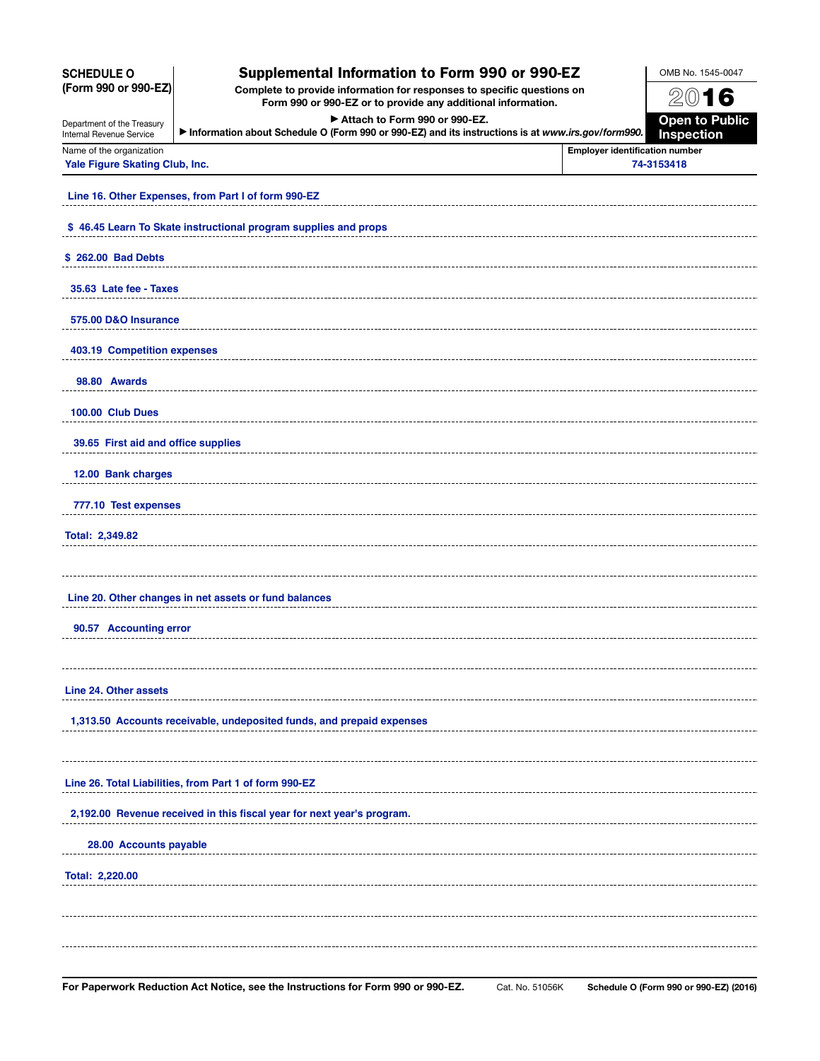**SCHEDULE O (Form 990 or 990-EZ)**

Department of the Treasury
Internal Revenue Service

# Supplemental Information to Form 990 or 990-EZ

**Complete to provide information for responses to specific questions on Form 990 or 990-EZ or to provide any additional information.**

▶ Attach to Form 990 or 990-EZ.

▶ Information about Schedule O (Form 990 or 990-EZ) and its instructions is at *www.irs.gov/form990.*

OMB No. 1545-0047

2016

**Open to Public Inspection**

Name of the organization: Yale Figure Skating Club, Inc.

Employer identification number: 74-3153418

Line 16. Other Expenses, from Part I of form 990-EZ

$ 46.45 Learn To Skate instructional program supplies and props

$ 262.00 Bad Debts

35.63 Late fee - Taxes

575.00 D&O Insurance

403.19 Competition expenses

98.80 Awards

100.00 Club Dues

39.65 First aid and office supplies

12.00 Bank charges

777.10 Test expenses

Total: 2,349.82

Line 20. Other changes in net assets or fund balances

90.57 Accounting error

Line 24. Other assets

1,313.50 Accounts receivable, undeposited funds, and prepaid expenses

Line 26. Total Liabilities, from Part 1 of form 990-EZ

2,192.00 Revenue received in this fiscal year for next year's program.

28.00 Accounts payable

Total: 2,220.00

**For Paperwork Reduction Act Notice, see the Instructions for Form 990 or 990-EZ.** Cat. No. 51056K **Schedule O (Form 990 or 990-EZ) (2016)**